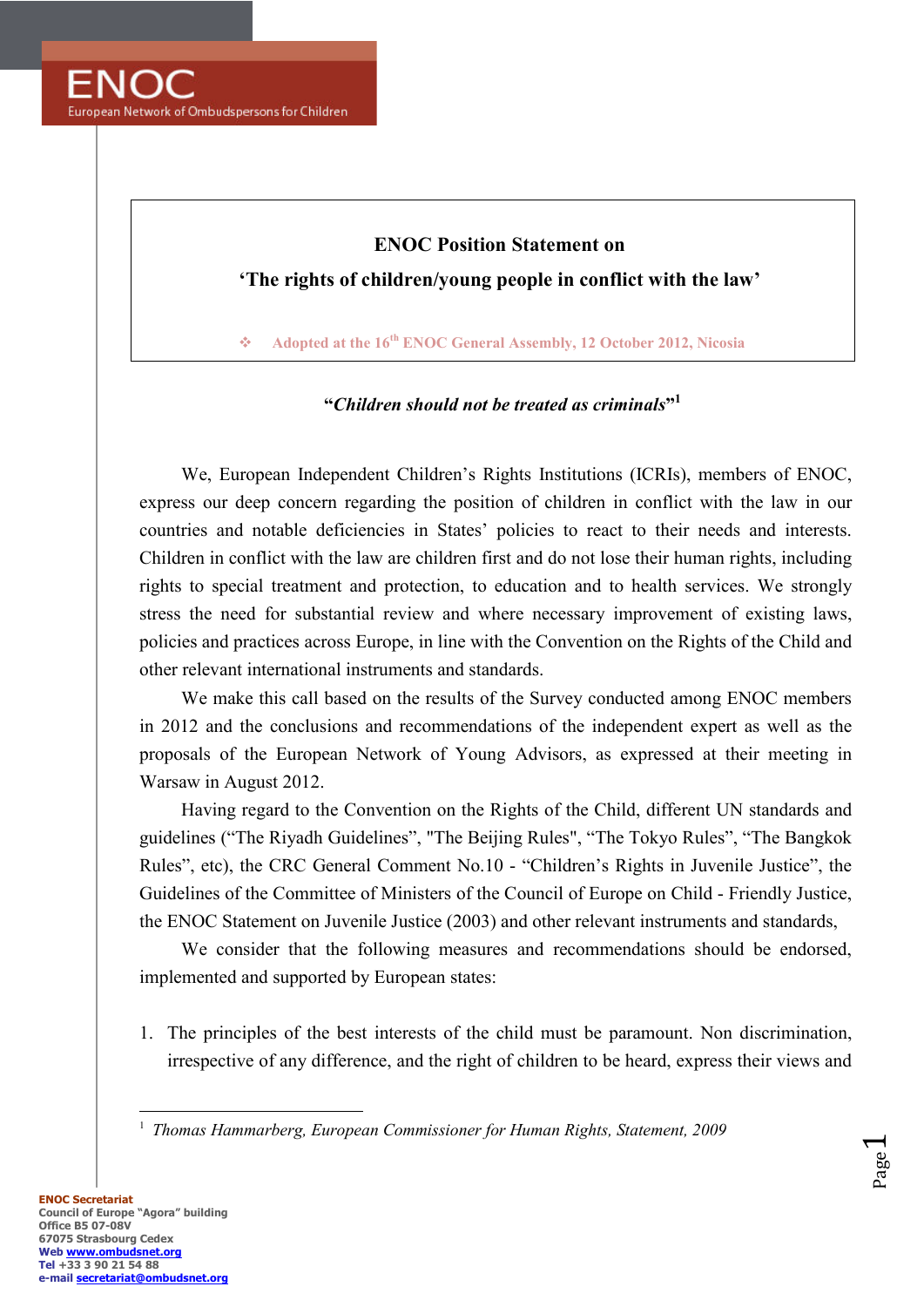ENOC

European Network of Ombudspersons for Children

# ENOC Position Statement on

## 'The rights of children/young people in conflict with the law'

❖ Adopted at the 16th ENOC General Assembly, 12 October 2012, Nicosia

***"Children should not be treated as criminals"***[1]

We, European Independent Children's Rights Institutions (ICRIs), members of ENOC, express our deep concern regarding the position of children in conflict with the law in our countries and notable deficiencies in States' policies to react to their needs and interests. Children in conflict with the law are children first and do not lose their human rights, including rights to special treatment and protection, to education and to health services. We strongly stress the need for substantial review and where necessary improvement of existing laws, policies and practices across Europe, in line with the Convention on the Rights of the Child and other relevant international instruments and standards.

We make this call based on the results of the Survey conducted among ENOC members in 2012 and the conclusions and recommendations of the independent expert as well as the proposals of the European Network of Young Advisors, as expressed at their meeting in Warsaw in August 2012.

Having regard to the Convention on the Rights of the Child, different UN standards and guidelines ("The Riyadh Guidelines", "The Beijing Rules", "The Tokyo Rules", "The Bangkok Rules", etc), the CRC General Comment No.10 - "Children's Rights in Juvenile Justice", the Guidelines of the Committee of Ministers of the Council of Europe on Child - Friendly Justice, the ENOC Statement on Juvenile Justice (2003) and other relevant instruments and standards,

We consider that the following measures and recommendations should be endorsed, implemented and supported by European states:

1. The principles of the best interests of the child must be paramount. Non discrimination, irrespective of any difference, and the right of children to be heard, express their views and

---

[1] *Thomas Hammarberg, European Commissioner for Human Rights, Statement, 2009*

**ENOC Secretariat**
Council of Europe "Agora" building
Office B5 07-08V
67075 Strasbourg Cedex
Web www.ombudsnet.org
Tel +33 3 90 21 54 88
e-mail secretariat@ombudsnet.org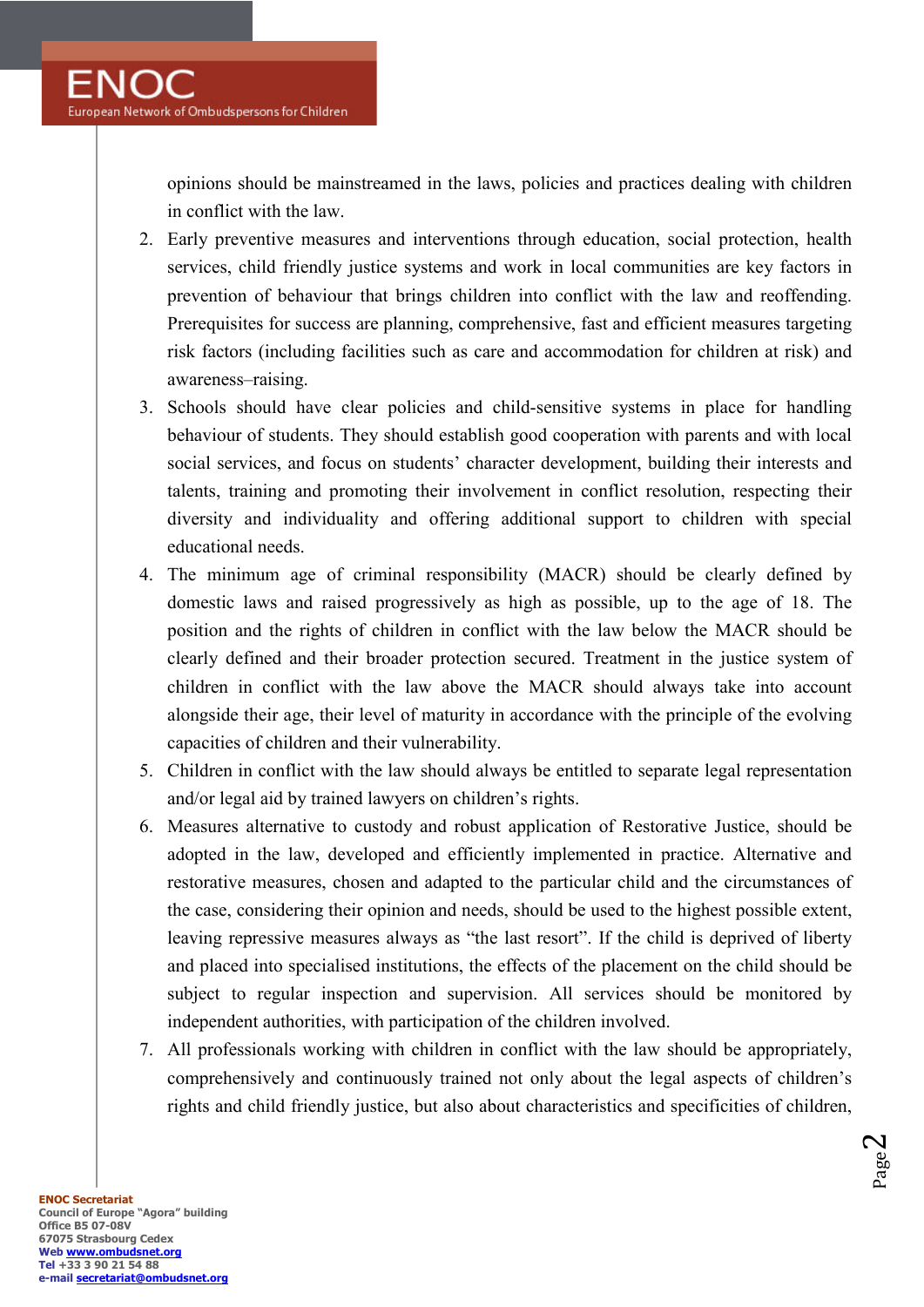opinions should be mainstreamed in the laws, policies and practices dealing with children in conflict with the law.

2. Early preventive measures and interventions through education, social protection, health services, child friendly justice systems and work in local communities are key factors in prevention of behaviour that brings children into conflict with the law and reoffending. Prerequisites for success are planning, comprehensive, fast and efficient measures targeting risk factors (including facilities such as care and accommodation for children at risk) and awareness–raising.
3. Schools should have clear policies and child-sensitive systems in place for handling behaviour of students. They should establish good cooperation with parents and with local social services, and focus on students' character development, building their interests and talents, training and promoting their involvement in conflict resolution, respecting their diversity and individuality and offering additional support to children with special educational needs.
4. The minimum age of criminal responsibility (MACR) should be clearly defined by domestic laws and raised progressively as high as possible, up to the age of 18. The position and the rights of children in conflict with the law below the MACR should be clearly defined and their broader protection secured. Treatment in the justice system of children in conflict with the law above the MACR should always take into account alongside their age, their level of maturity in accordance with the principle of the evolving capacities of children and their vulnerability.
5. Children in conflict with the law should always be entitled to separate legal representation and/or legal aid by trained lawyers on children's rights.
6. Measures alternative to custody and robust application of Restorative Justice, should be adopted in the law, developed and efficiently implemented in practice. Alternative and restorative measures, chosen and adapted to the particular child and the circumstances of the case, considering their opinion and needs, should be used to the highest possible extent, leaving repressive measures always as "the last resort". If the child is deprived of liberty and placed into specialised institutions, the effects of the placement on the child should be subject to regular inspection and supervision. All services should be monitored by independent authorities, with participation of the children involved.
7. All professionals working with children in conflict with the law should be appropriately, comprehensively and continuously trained not only about the legal aspects of children's rights and child friendly justice, but also about characteristics and specificities of children,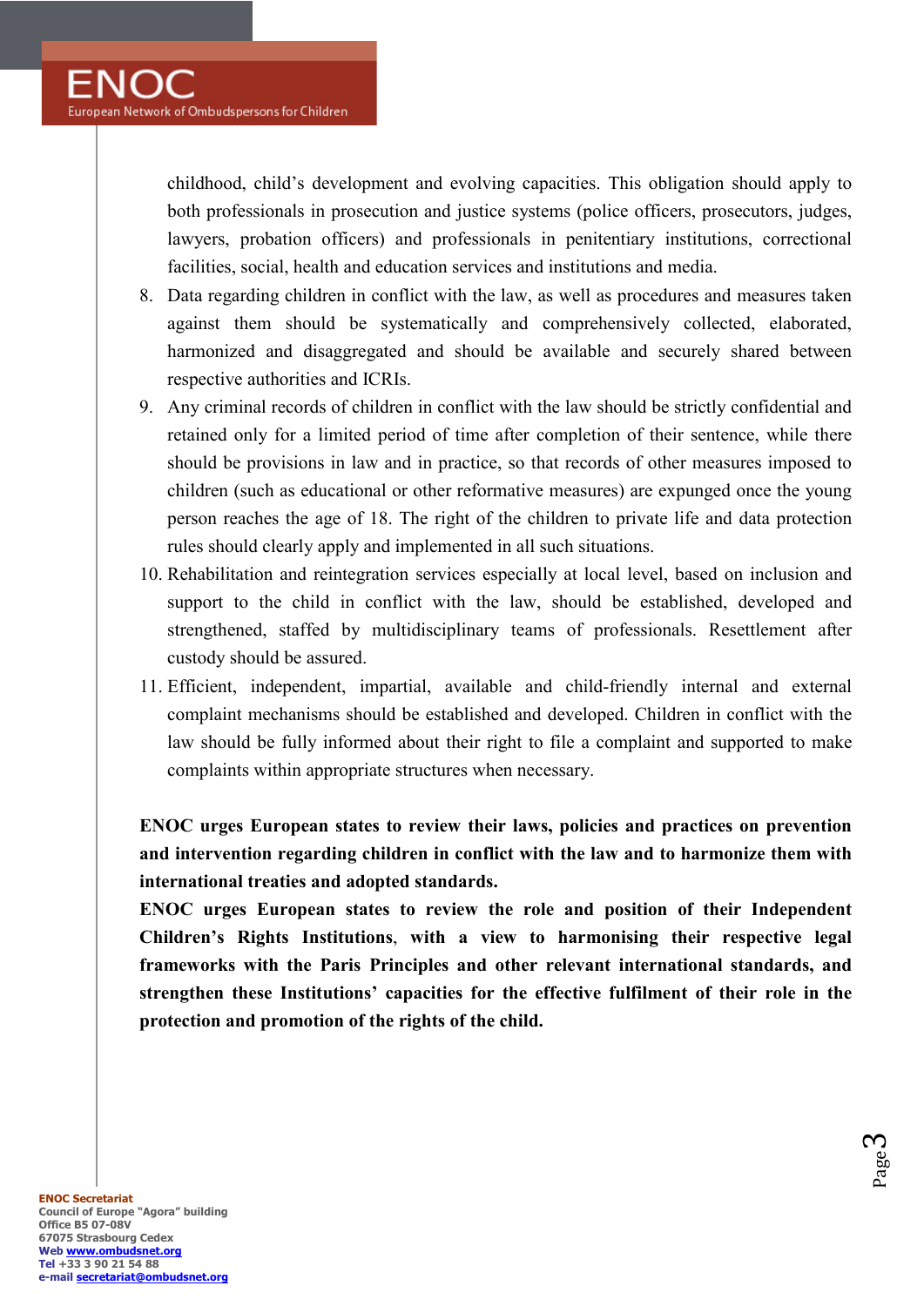childhood, child's development and evolving capacities. This obligation should apply to both professionals in prosecution and justice systems (police officers, prosecutors, judges, lawyers, probation officers) and professionals in penitentiary institutions, correctional facilities, social, health and education services and institutions and media.

8. Data regarding children in conflict with the law, as well as procedures and measures taken against them should be systematically and comprehensively collected, elaborated, harmonized and disaggregated and should be available and securely shared between respective authorities and ICRIs.
9. Any criminal records of children in conflict with the law should be strictly confidential and retained only for a limited period of time after completion of their sentence, while there should be provisions in law and in practice, so that records of other measures imposed to children (such as educational or other reformative measures) are expunged once the young person reaches the age of 18. The right of the children to private life and data protection rules should clearly apply and implemented in all such situations.
10. Rehabilitation and reintegration services especially at local level, based on inclusion and support to the child in conflict with the law, should be established, developed and strengthened, staffed by multidisciplinary teams of professionals. Resettlement after custody should be assured.
11. Efficient, independent, impartial, available and child-friendly internal and external complaint mechanisms should be established and developed. Children in conflict with the law should be fully informed about their right to file a complaint and supported to make complaints within appropriate structures when necessary.

**ENOC urges European states to review their laws, policies and practices on prevention and intervention regarding children in conflict with the law and to harmonize them with international treaties and adopted standards.**

**ENOC urges European states to review the role and position of their Independent Children's Rights Institutions, with a view to harmonising their respective legal frameworks with the Paris Principles and other relevant international standards, and strengthen these Institutions' capacities for the effective fulfilment of their role in the protection and promotion of the rights of the child.**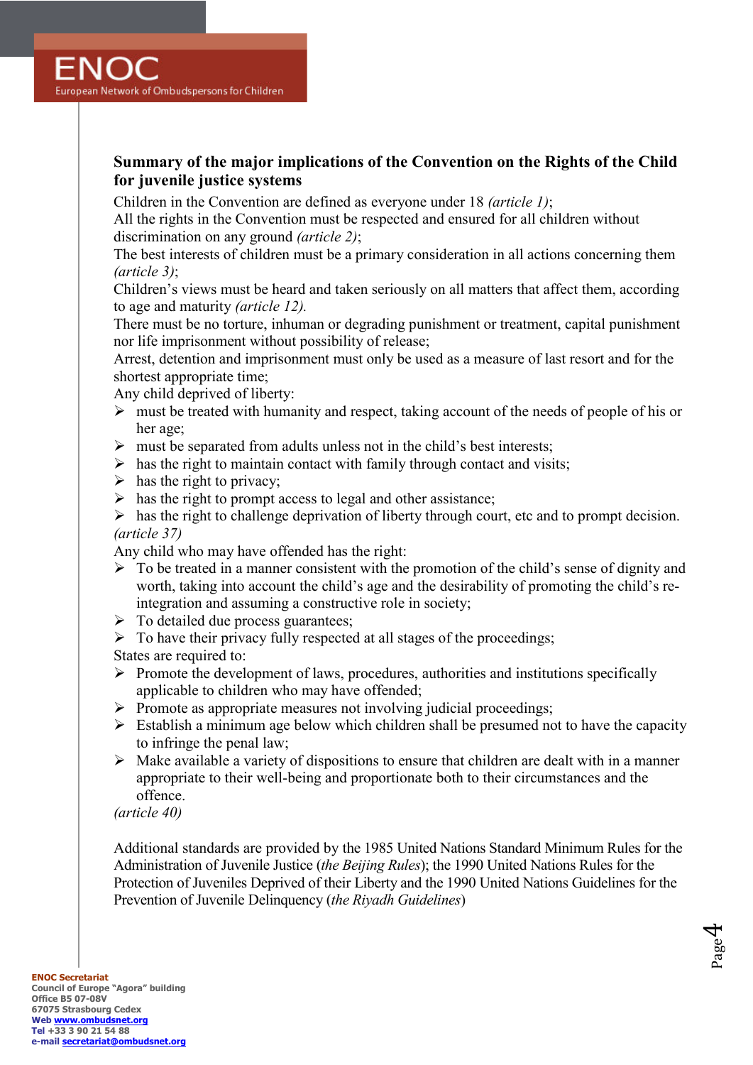## Summary of the major implications of the Convention on the Rights of the Child for juvenile justice systems

Children in the Convention are defined as everyone under 18 *(article 1)*;

All the rights in the Convention must be respected and ensured for all children without discrimination on any ground *(article 2)*;

The best interests of children must be a primary consideration in all actions concerning them *(article 3)*;

Children's views must be heard and taken seriously on all matters that affect them, according to age and maturity *(article 12).*

There must be no torture, inhuman or degrading punishment or treatment, capital punishment nor life imprisonment without possibility of release;

Arrest, detention and imprisonment must only be used as a measure of last resort and for the shortest appropriate time;

Any child deprived of liberty:

- must be treated with humanity and respect, taking account of the needs of people of his or her age;
- must be separated from adults unless not in the child's best interests;
- has the right to maintain contact with family through contact and visits;
- has the right to privacy;
- has the right to prompt access to legal and other assistance;
- has the right to challenge deprivation of liberty through court, etc and to prompt decision.

*(article 37)*

Any child who may have offended has the right:

- To be treated in a manner consistent with the promotion of the child's sense of dignity and worth, taking into account the child's age and the desirability of promoting the child's re-integration and assuming a constructive role in society;
- To detailed due process guarantees;
- To have their privacy fully respected at all stages of the proceedings;

States are required to:

- Promote the development of laws, procedures, authorities and institutions specifically applicable to children who may have offended;
- Promote as appropriate measures not involving judicial proceedings;
- Establish a minimum age below which children shall be presumed not to have the capacity to infringe the penal law;
- Make available a variety of dispositions to ensure that children are dealt with in a manner appropriate to their well-being and proportionate both to their circumstances and the offence.

*(article 40)*

Additional standards are provided by the 1985 United Nations Standard Minimum Rules for the Administration of Juvenile Justice (*the Beijing Rules*); the 1990 United Nations Rules for the Protection of Juveniles Deprived of their Liberty and the 1990 United Nations Guidelines for the Prevention of Juvenile Delinquency (*the Riyadh Guidelines*)